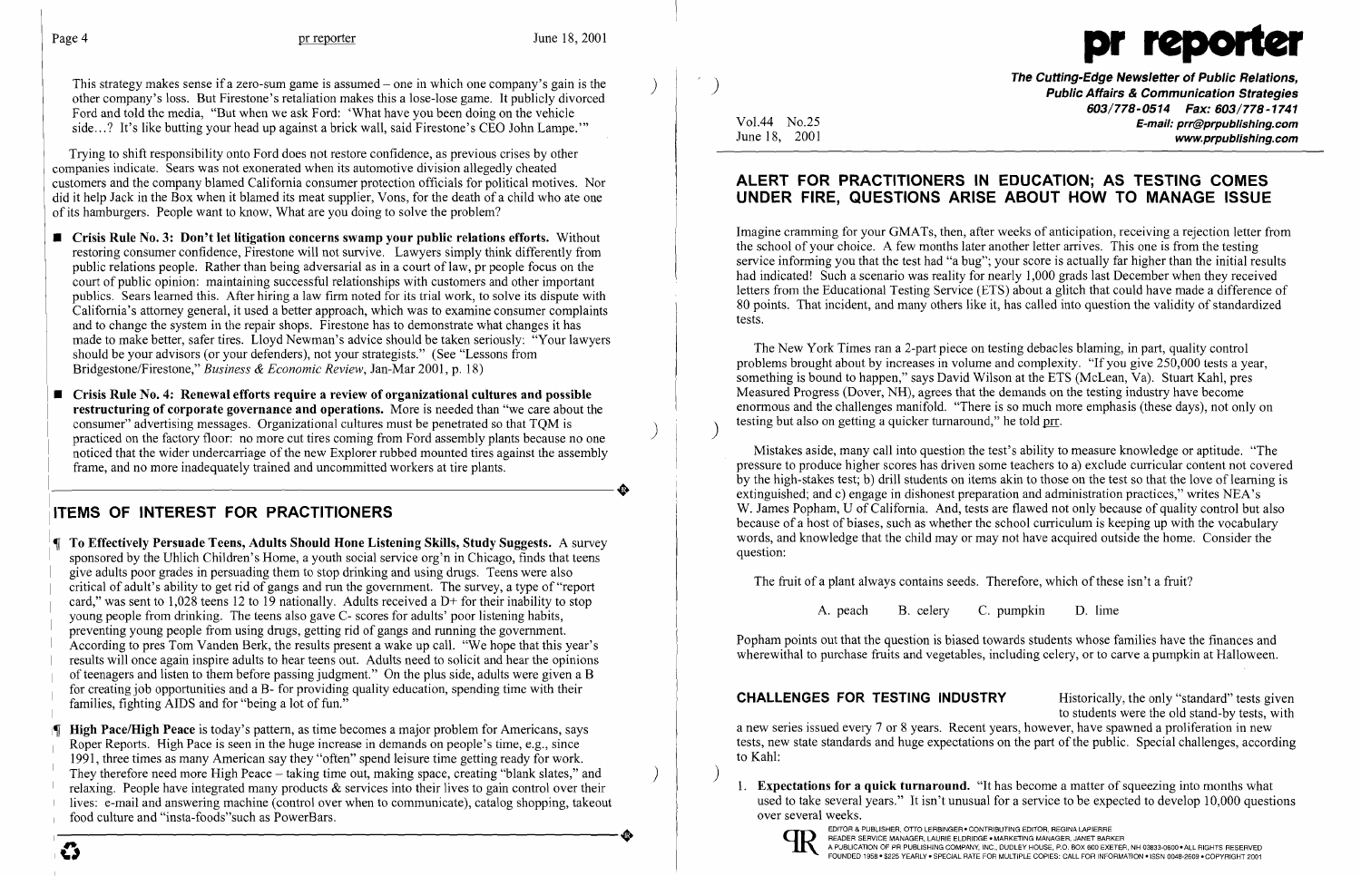This strategy makes sense if a zero-sum game is assumed – one in which one company's gain is the other company's loss. But Firestone's retaliation makes this a lose-lose game. It publicly divorced Ford and told the media, "But when we ask Ford: 'What have you been doing on the vehicle side...? It's like butting your head up against a brick wall, said Firestone's CEO John Lampe.'"

Trying to shift responsibility onto Ford does not restore confidence, as previous crises by other companies indicate. Sears was not exonerated when its automotive division allegedly cheated customers and the company blamed California consumer protection officials for political motives. Nor did it help Jack in the Box when it blamed its meat supplier, Vons, for the death of a child who ate one of its hamburgers. People want to know, What are you doing to solve the problem?

- **Crisis Rule No. 3: Don't let litigation concerns swamp your public relations efforts.** Without restoring consumer confidence, Firestone will not survive. Lawyers simply think differently from public relations people. Rather than being adversarial as in a court of law, pr people focus on the court of public opinion: maintaining successful relationships with customers and other important publics. Sears learned this. After hiring a law firm noted for its trial work, to solve its dispute with California's attorney general, it used a better approach, which was to examine consumer complaints and to change the system in the repair shops. Firestone has to demonstrate what changes it has made to make better, safer tires. Lloyd Newman's advice should be taken seriously: "Your lawyers should be your advisors (or your defenders), not your strategists." (See "Lessons from Bridgestone/Firestone," *Business & Economic Review*, Jan-Mar 2001, p. 18)

- **Crisis Rule No. 4: Renewal efforts require a review of organizational cultures and possible restructuring of corporate governance and operations.** More is needed than "we care about the consumer" advertising messages. Organizational cultures must be penetrated so that TQM is practiced on the factory floor: no more cut tires coming from Ford assembly plants because no one noticed that the wider undercarriage of the new Explorer rubbed mounted tires against the assembly frame, and no more inadequately trained and uncommitted workers at tire plants.

## ITEMS OF INTEREST FOR PRACTITIONERS

¶ **To Effectively Persuade Teens, Adults Should Hone Listening Skills, Study Suggests.** A survey sponsored by the Uhlich Children's Home, a youth social service org'n in Chicago, finds that teens give adults poor grades in persuading them to stop drinking and using drugs. Teens were also critical of adult's ability to get rid of gangs and run the government. The survey, a type of "report card," was sent to 1,028 teens 12 to 19 nationally. Adults received a D+ for their inability to stop young people from drinking. The teens also gave C- scores for adults' poor listening habits, preventing young people from using drugs, getting rid of gangs and running the government. According to pres Tom Vanden Berk, the results present a wake up call. "We hope that this year's results will once again inspire adults to hear teens out. Adults need to solicit and hear the opinions of teenagers and listen to them before passing judgment." On the plus side, adults were given a B for creating job opportunities and a B- for providing quality education, spending time with their families, fighting AIDS and for "being a lot of fun."

¶ **High Pace/High Peace** is today's pattern, as time becomes a major problem for Americans, says Roper Reports. High Pace is seen in the huge increase in demands on people's time, e.g., since 1991, three times as many American say they "often" spend leisure time getting ready for work. They therefore need more High Peace – taking time out, making space, creating "blank slates," and relaxing. People have integrated many products & services into their lives to gain control over their lives: e-mail and answering machine (control over when to communicate), catalog shopping, takeout food culture and "insta-foods" such as PowerBars.

# pr reporter

**The Cutting-Edge Newsletter of Public Relations, Public Affairs & Communication Strategies**
603/778-0514 Fax: 603/778-1741
E-mail: prr@prpublishing.com
www.prpublishing.com

Vol.44 No.25
June 18, 2001

## ALERT FOR PRACTITIONERS IN EDUCATION; AS TESTING COMES UNDER FIRE, QUESTIONS ARISE ABOUT HOW TO MANAGE ISSUE

Imagine cramming for your GMATs, then, after weeks of anticipation, receiving a rejection letter from the school of your choice. A few months later another letter arrives. This one is from the testing service informing you that the test had "a bug"; your score is actually far higher than the initial results had indicated! Such a scenario was reality for nearly 1,000 grads last December when they received letters from the Educational Testing Service (ETS) about a glitch that could have made a difference of 80 points. That incident, and many others like it, has called into question the validity of standardized tests.

The New York Times ran a 2-part piece on testing debacles blaming, in part, quality control problems brought about by increases in volume and complexity. "If you give 250,000 tests a year, something is bound to happen," says David Wilson at the ETS (McLean, Va). Stuart Kahl, pres Measured Progress (Dover, NH), agrees that the demands on the testing industry have become enormous and the challenges manifold. "There is so much more emphasis (these days), not only on testing but also on getting a quicker turnaround," he told prr.

Mistakes aside, many call into question the test's ability to measure knowledge or aptitude. "The pressure to produce higher scores has driven some teachers to a) exclude curricular content not covered by the high-stakes test; b) drill students on items akin to those on the test so that the love of learning is extinguished; and c) engage in dishonest preparation and administration practices," writes NEA's W. James Popham, U of California. And, tests are flawed not only because of quality control but also because of a host of biases, such as whether the school curriculum is keeping up with the vocabulary words, and knowledge that the child may or may not have acquired outside the home. Consider the question:

The fruit of a plant always contains seeds. Therefore, which of these isn't a fruit?

A. peach  B. celery  C. pumpkin  D. lime

Popham points out that the question is biased towards students whose families have the finances and wherewithal to purchase fruits and vegetables, including celery, or to carve a pumpkin at Halloween.

**CHALLENGES FOR TESTING INDUSTRY** Historically, the only "standard" tests given to students were the old stand-by tests, with a new series issued every 7 or 8 years. Recent years, however, have spawned a proliferation in new tests, new state standards and huge expectations on the part of the public. Special challenges, according to Kahl:

1. **Expectations for a quick turnaround.** "It has become a matter of squeezing into months what used to take several years." It isn't unusual for a service to be expected to develop 10,000 questions over several weeks.

EDITOR & PUBLISHER, OTTO LERBINGER • CONTRIBUTING EDITOR, REGINA LAPIERRE
READER SERVICE MANAGER, LAURIE ELDRIDGE • MARKETING MANAGER, JANET BARKER
A PUBLICATION OF PR PUBLISHING COMPANY, INC., DUDLEY HOUSE, P.O. BOX 600 EXETER, NH 03833-0600 • ALL RIGHTS RESERVED
FOUNDED 1958 • $225 YEARLY • SPECIAL RATE FOR MULTIPLE COPIES: CALL FOR INFORMATION • ISSN 0048-2609 • COPYRIGHT 2001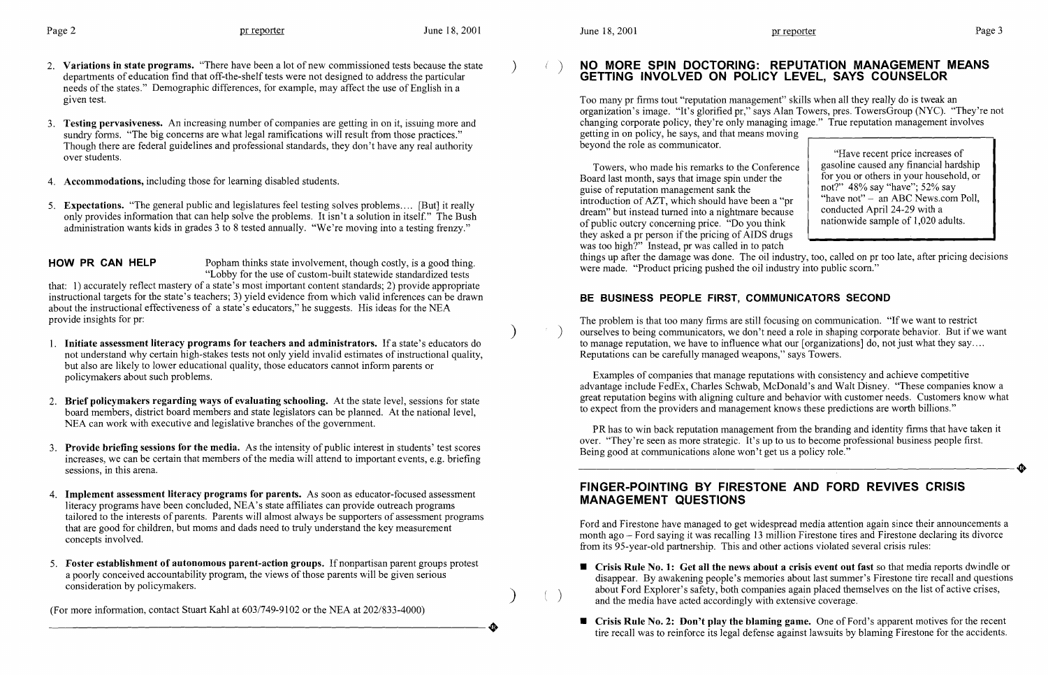2. **Variations in state programs.** "There have been a lot of new commissioned tests because the state departments of education find that off-the-shelf tests were not designed to address the particular needs of the states." Demographic differences, for example, may affect the use of English in a given test.

3. **Testing pervasiveness.** An increasing number of companies are getting in on it, issuing more and sundry forms. "The big concerns are what legal ramifications will result from those practices." Though there are federal guidelines and professional standards, they don't have any real authority over students.

4. **Accommodations,** including those for learning disabled students.

5. **Expectations.** "The general public and legislatures feel testing solves problems.... [But] it really only provides information that can help solve the problems. It isn't a solution in itself." The Bush administration wants kids in grades 3 to 8 tested annually. "We're moving into a testing frenzy."

**HOW PR CAN HELP** Popham thinks state involvement, though costly, is a good thing. "Lobby for the use of custom-built statewide standardized tests that: 1) accurately reflect mastery of a state's most important content standards; 2) provide appropriate instructional targets for the state's teachers; 3) yield evidence from which valid inferences can be drawn about the instructional effectiveness of a state's educators," he suggests. His ideas for the NEA provide insights for pr:

1. **Initiate assessment literacy programs for teachers and administrators.** If a state's educators do not understand why certain high-stakes tests not only yield invalid estimates of instructional quality, but also are likely to lower educational quality, those educators cannot inform parents or policymakers about such problems.

2. **Brief policymakers regarding ways of evaluating schooling.** At the state level, sessions for state board members, district board members and state legislators can be planned. At the national level, NEA can work with executive and legislative branches of the government.

3. **Provide briefing sessions for the media.** As the intensity of public interest in students' test scores increases, we can be certain that members of the media will attend to important events, e.g. briefing sessions, in this arena.

4. **Implement assessment literacy programs for parents.** As soon as educator-focused assessment literacy programs have been concluded, NEA's state affiliates can provide outreach programs tailored to the interests of parents. Parents will almost always be supporters of assessment programs that are good for children, but moms and dads need to truly understand the key measurement concepts involved.

5. **Foster establishment of autonomous parent-action groups.** If nonpartisan parent groups protest a poorly conceived accountability program, the views of those parents will be given serious consideration by policymakers.

(For more information, contact Stuart Kahl at 603/749-9102 or the NEA at 202/833-4000)

## NO MORE SPIN DOCTORING: REPUTATION MANAGEMENT MEANS GETTING INVOLVED ON POLICY LEVEL, SAYS COUNSELOR

Too many pr firms tout "reputation management" skills when all they really do is tweak an organization's image. "It's glorified pr," says Alan Towers, pres. TowersGroup (NYC). "They're not changing corporate policy, they're only managing image." True reputation management involves getting in on policy, he says, and that means moving beyond the role as communicator.

> "Have recent price increases of gasoline caused any financial hardship for you or others in your household, or not?" 48% say "have"; 52% say "have not" – an ABC News.com Poll, conducted April 24-29 with a nationwide sample of 1,020 adults.

Towers, who made his remarks to the Conference Board last month, says that image spin under the guise of reputation management sank the introduction of AZT, which should have been a "pr dream" but instead turned into a nightmare because of public outcry concerning price. "Do you think they asked a pr person if the pricing of AIDS drugs was too high?" Instead, pr was called in to patch things up after the damage was done. The oil industry, too, called on pr too late, after pricing decisions were made. "Product pricing pushed the oil industry into public scorn."

### BE BUSINESS PEOPLE FIRST, COMMUNICATORS SECOND

The problem is that too many firms are still focusing on communication. "If we want to restrict ourselves to being communicators, we don't need a role in shaping corporate behavior. But if we want to manage reputation, we have to influence what our [organizations] do, not just what they say.... Reputations can be carefully managed weapons," says Towers.

Examples of companies that manage reputations with consistency and achieve competitive advantage include FedEx, Charles Schwab, McDonald's and Walt Disney. "These companies know a great reputation begins with aligning culture and behavior with customer needs. Customers know what to expect from the providers and management knows these predictions are worth billions."

PR has to win back reputation management from the branding and identity firms that have taken it over. "They're seen as more strategic. It's up to us to become professional business people first. Being good at communications alone won't get us a policy role."

## FINGER-POINTING BY FIRESTONE AND FORD REVIVES CRISIS MANAGEMENT QUESTIONS

Ford and Firestone have managed to get widespread media attention again since their announcements a month ago – Ford saying it was recalling 13 million Firestone tires and Firestone declaring its divorce from its 95-year-old partnership. This and other actions violated several crisis rules:

- **Crisis Rule No. 1: Get all the news about a crisis event out fast** so that media reports dwindle or disappear. By awakening people's memories about last summer's Firestone tire recall and questions about Ford Explorer's safety, both companies again placed themselves on the list of active crises, and the media have acted accordingly with extensive coverage.

- **Crisis Rule No. 2: Don't play the blaming game.** One of Ford's apparent motives for the recent tire recall was to reinforce its legal defense against lawsuits by blaming Firestone for the accidents.